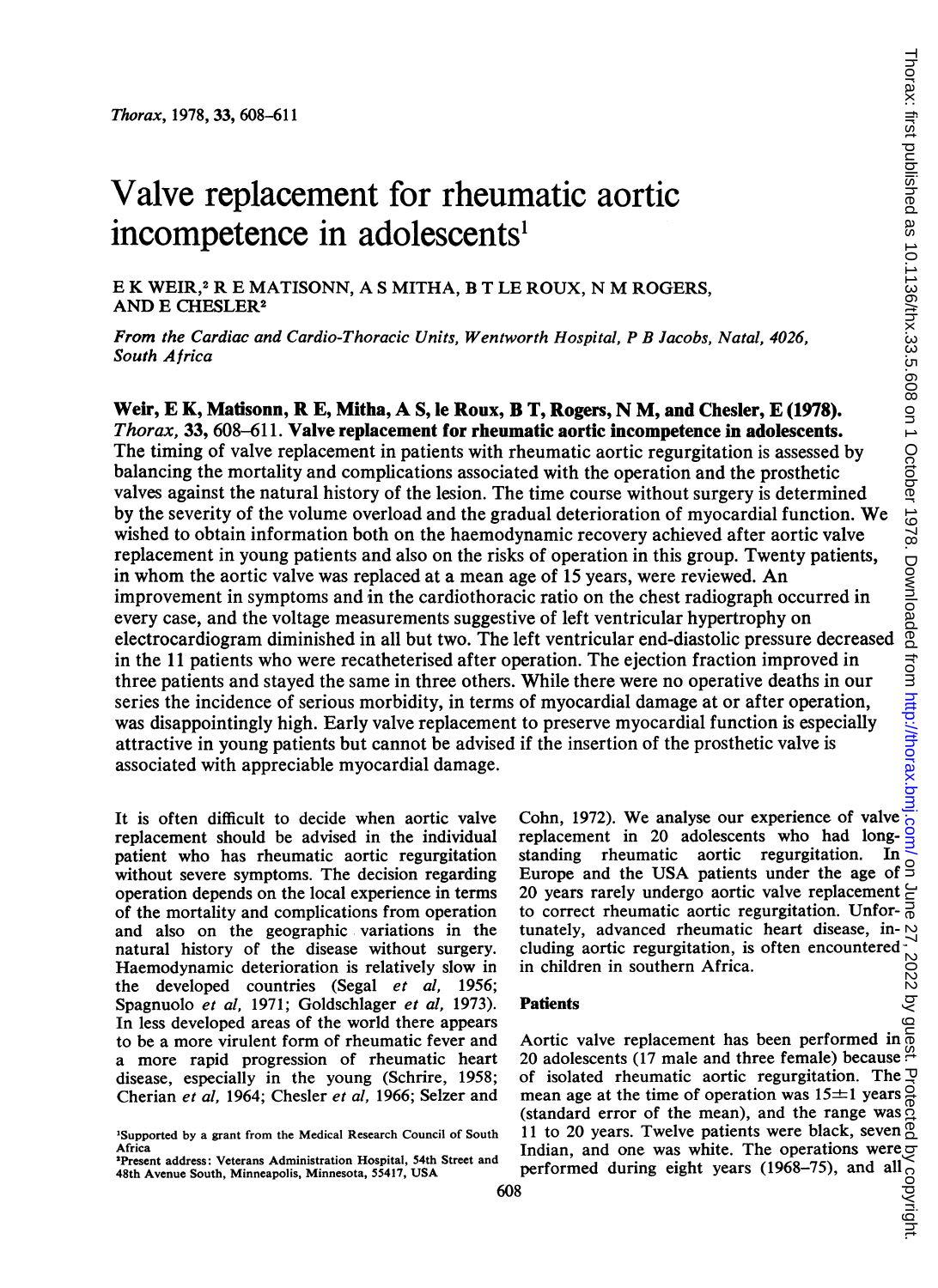# Valve replacement for rheumatic aortic incompetence in adolescents[1]

E K WEIR,[2] R E MATISONN, A S MITHA, B T LE ROUX, N M ROGERS, AND E CHESLER[2]

*From the Cardiac and Cardio-Thoracic Units, Wentworth Hospital, P B Jacobs, Natal, 4026, South Africa*

**Weir, E K, Matisonn, R E, Mitha, A S, le Roux, B T, Rogers, N M, and Chesler, E (1978).** *Thorax*, **33**, 608–611. **Valve replacement for rheumatic aortic incompetence in adolescents.** The timing of valve replacement in patients with rheumatic aortic regurgitation is assessed by balancing the mortality and complications associated with the operation and the prosthetic valves against the natural history of the lesion. The time course without surgery is determined by the severity of the volume overload and the gradual deterioration of myocardial function. We wished to obtain information both on the haemodynamic recovery achieved after aortic valve replacement in young patients and also on the risks of operation in this group. Twenty patients, in whom the aortic valve was replaced at a mean age of 15 years, were reviewed. An improvement in symptoms and in the cardiothoracic ratio on the chest radiograph occurred in every case, and the voltage measurements suggestive of left ventricular hypertrophy on electrocardiogram diminished in all but two. The left ventricular end-diastolic pressure decreased in the 11 patients who were recatheterised after operation. The ejection fraction improved in three patients and stayed the same in three others. While there were no operative deaths in our series the incidence of serious morbidity, in terms of myocardial damage at or after operation, was disappointingly high. Early valve replacement to preserve myocardial function is especially attractive in young patients but cannot be advised if the insertion of the prosthetic valve is associated with appreciable myocardial damage.

It is often difficult to decide when aortic valve replacement should be advised in the individual patient who has rheumatic aortic regurgitation without severe symptoms. The decision regarding operation depends on the local experience in terms of the mortality and complications from operation and also on the geographic variations in the natural history of the disease without surgery. Haemodynamic deterioration is relatively slow in the developed countries (Segal *et al*, 1956; Spagnuolo *et al*, 1971; Goldschlager *et al*, 1973). In less developed areas of the world there appears to be a more virulent form of rheumatic fever and a more rapid progression of rheumatic heart disease, especially in the young (Schrire, 1958; Cherian *et al*, 1964; Chesler *et al*, 1966; Selzer and Cohn, 1972). We analyse our experience of valve replacement in 20 adolescents who had long-standing rheumatic aortic regurgitation. In Europe and the USA patients under the age of 20 years rarely undergo aortic valve replacement to correct rheumatic aortic regurgitation. Unfortunately, advanced rheumatic heart disease, including aortic regurgitation, is often encountered in children in southern Africa.

## Patients

Aortic valve replacement has been performed in 20 adolescents (17 male and three female) because of isolated rheumatic aortic regurgitation. The mean age at the time of operation was 15±1 years (standard error of the mean), and the range was 11 to 20 years. Twelve patients were black, seven Indian, and one was white. The operations were performed during eight years (1968–75), and all

[1]Supported by a grant from the Medical Research Council of South Africa

[2]Present address: Veterans Administration Hospital, 54th Street and 48th Avenue South, Minneapolis, Minnesota, 55417, USA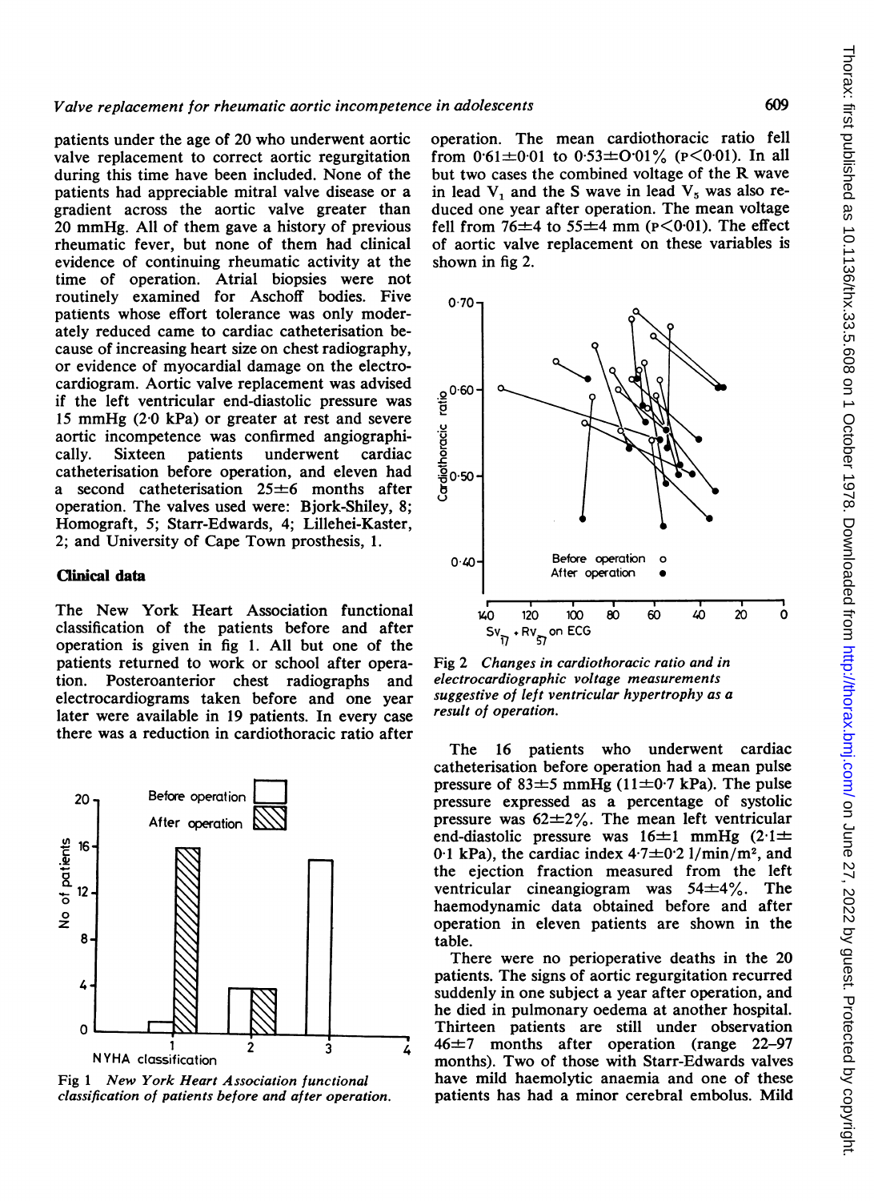patients under the age of 20 who underwent aortic valve replacement to correct aortic regurgitation during this time have been included. None of the patients had appreciable mitral valve disease or a gradient across the aortic valve greater than 20 mmHg. All of them gave a history of previous rheumatic fever, but none of them had clinical evidence of continuing rheumatic activity at the time of operation. Atrial biopsies were not routinely examined for Aschoff bodies. Five patients whose effort tolerance was only moderately reduced came to cardiac catheterisation because of increasing heart size on chest radiography, or evidence of myocardial damage on the electrocardiogram. Aortic valve replacement was advised if the left ventricular end-diastolic pressure was 15 mmHg (2·0 kPa) or greater at rest and severe aortic incompetence was confirmed angiographically. Sixteen patients underwent cardiac catheterisation before operation, and eleven had a second catheterisation 25±6 months after operation. The valves used were: Bjork-Shiley, 8; Homograft, 5; Starr-Edwards, 4; Lillehei-Kaster, 2; and University of Cape Town prosthesis, 1.

## Clinical data

The New York Heart Association functional classification of the patients before and after operation is given in fig 1. All but one of the patients returned to work or school after operation. Posteroanterior chest radiographs and electrocardiograms taken before and one year later were available in 19 patients. In every case there was a reduction in cardiothoracic ratio after operation. The mean cardiothoracic ratio fell from 0·61±0·01 to 0·53±0·01% (P<0·01). In all but two cases the combined voltage of the R wave in lead $V_1$ and the S wave in lead $V_5$ was also reduced one year after operation. The mean voltage fell from 76±4 to 55±4 mm (P<0·01). The effect of aortic valve replacement on these variables is shown in fig 2.

Fig 1 *New York Heart Association functional classification of patients before and after operation.*

Fig 2 *Changes in cardiothoracic ratio and in electrocardiographic voltage measurements suggestive of left ventricular hypertrophy as a result of operation.*

The 16 patients who underwent cardiac catheterisation before operation had a mean pulse pressure of 83±5 mmHg (11±0·7 kPa). The pulse pressure expressed as a percentage of systolic pressure was 62±2%. The mean left ventricular end-diastolic pressure was 16±1 mmHg (2·1±0·1 kPa), the cardiac index 4·7±0·2 l/min/m², and the ejection fraction measured from the left ventricular cineangiogram was 54±4%. The haemodynamic data obtained before and after operation in eleven patients are shown in the table.

There were no perioperative deaths in the 20 patients. The signs of aortic regurgitation recurred suddenly in one subject a year after operation, and he died in pulmonary oedema at another hospital. Thirteen patients are still under observation 46±7 months after operation (range 22–97 months). Two of those with Starr-Edwards valves have mild haemolytic anaemia and one of these patients has had a minor cerebral embolus. Mild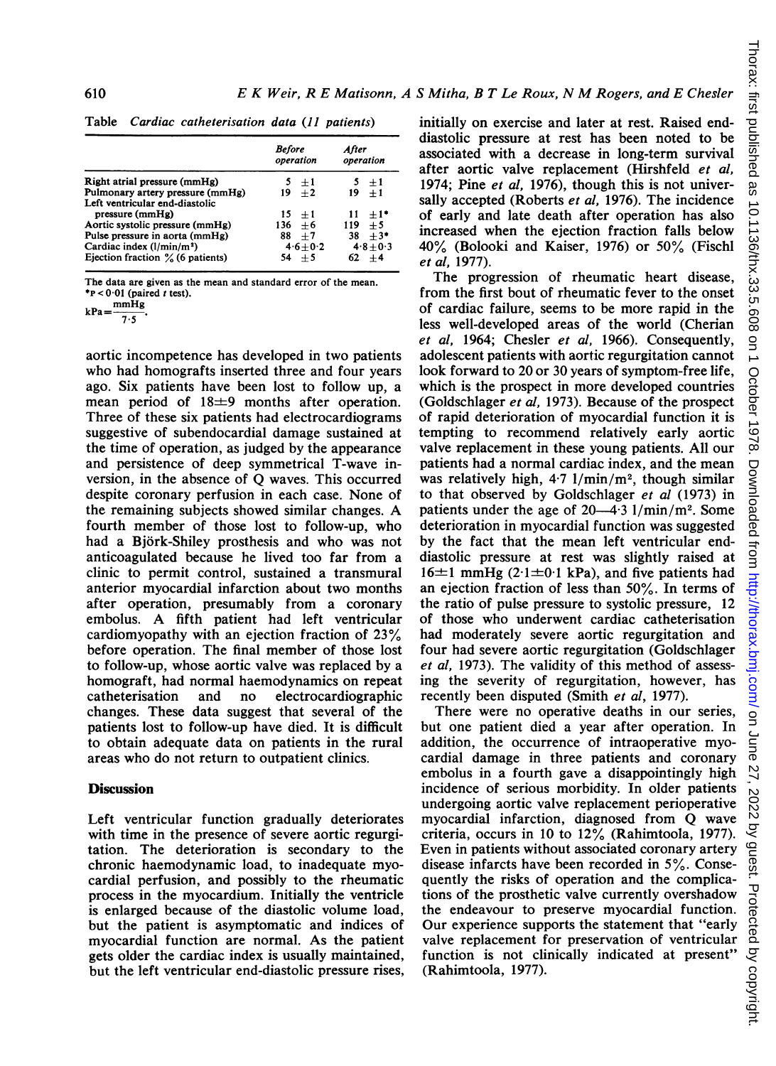Table *Cardiac catheterisation data (11 patients)*

| | Before operation | After operation |
|---|---|---|
| Right atrial pressure (mmHg) | 5 ±1 | 5 ±1 |
| Pulmonary artery pressure (mmHg) | 19 ±2 | 19 ±1 |
| Left ventricular end-diastolic pressure (mmHg) | 15 ±1 | 11 ±1* |
| Aortic systolic pressure (mmHg) | 136 ±6 | 119 ±5 |
| Pulse pressure in aorta (mmHg) | 88 ±7 | 38 ±3* |
| Cardiac index (l/min/m²) | 4·6±0·2 | 4·8±0·3 |
| Ejection fraction % (6 patients) | 54 ±5 | 62 ±4 |

The data are given as the mean and standard error of the mean.
*P<0·01 (paired *t* test).
$kPa = \frac{mmHg}{7 \cdot 5}$.

aortic incompetence has developed in two patients who had homografts inserted three and four years ago. Six patients have been lost to follow up, a mean period of 18±9 months after operation. Three of these six patients had electrocardiograms suggestive of subendocardial damage sustained at the time of operation, as judged by the appearance and persistence of deep symmetrical T-wave inversion, in the absence of Q waves. This occurred despite coronary perfusion in each case. None of the remaining subjects showed similar changes. A fourth member of those lost to follow-up, who had a Björk-Shiley prosthesis and who was not anticoagulated because he lived too far from a clinic to permit control, sustained a transmural anterior myocardial infarction about two months after operation, presumably from a coronary embolus. A fifth patient had left ventricular cardiomyopathy with an ejection fraction of 23% before operation. The final member of those lost to follow-up, whose aortic valve was replaced by a homograft, had normal haemodynamics on repeat catheterisation and no electrocardiographic changes. These data suggest that several of the patients lost to follow-up have died. It is difficult to obtain adequate data on patients in the rural areas who do not return to outpatient clinics.

## Discussion

Left ventricular function gradually deteriorates with time in the presence of severe aortic regurgitation. The deterioration is secondary to the chronic haemodynamic load, to inadequate myocardial perfusion, and possibly to the rheumatic process in the myocardium. Initially the ventricle is enlarged because of the diastolic volume load, but the patient is asymptomatic and indices of myocardial function are normal. As the patient gets older the cardiac index is usually maintained, but the left ventricular end-diastolic pressure rises, initially on exercise and later at rest. Raised end-diastolic pressure at rest has been noted to be associated with a decrease in long-term survival after aortic valve replacement (Hirshfeld *et al*, 1974; Pine *et al*, 1976), though this is not universally accepted (Roberts *et al*, 1976). The incidence of early and late death after operation has also increased when the ejection fraction falls below 40% (Bolooki and Kaiser, 1976) or 50% (Fischl *et al*, 1977).

The progression of rheumatic heart disease, from the first bout of rheumatic fever to the onset of cardiac failure, seems to be more rapid in the less well-developed areas of the world (Cherian *et al*, 1964; Chesler *et al*, 1966). Consequently, adolescent patients with aortic regurgitation cannot look forward to 20 or 30 years of symptom-free life, which is the prospect in more developed countries (Goldschlager *et al*, 1973). Because of the prospect of rapid deterioration of myocardial function it is tempting to recommend relatively early aortic valve replacement in these young patients. All our patients had a normal cardiac index, and the mean was relatively high, 4·7 l/min/m², though similar to that observed by Goldschlager *et al* (1973) in patients under the age of 20—4·3 l/min/m². Some deterioration in myocardial function was suggested by the fact that the mean left ventricular end-diastolic pressure at rest was slightly raised at 16±1 mmHg (2·1±0·1 kPa), and five patients had an ejection fraction of less than 50%. In terms of the ratio of pulse pressure to systolic pressure, 12 of those who underwent cardiac catheterisation had moderately severe aortic regurgitation and four had severe aortic regurgitation (Goldschlager *et al*, 1973). The validity of this method of assessing the severity of regurgitation, however, has recently been disputed (Smith *et al*, 1977).

There were no operative deaths in our series, but one patient died a year after operation. In addition, the occurrence of intraoperative myocardial damage in three patients and coronary embolus in a fourth gave a disappointingly high incidence of serious morbidity. In older patients undergoing aortic valve replacement perioperative myocardial infarction, diagnosed from Q wave criteria, occurs in 10 to 12% (Rahimtoola, 1977). Even in patients without associated coronary artery disease infarcts have been recorded in 5%. Consequently the risks of operation and the complications of the prosthetic valve currently overshadow the endeavour to preserve myocardial function. Our experience supports the statement that "early valve replacement for preservation of ventricular function is not clinically indicated at present" (Rahimtoola, 1977).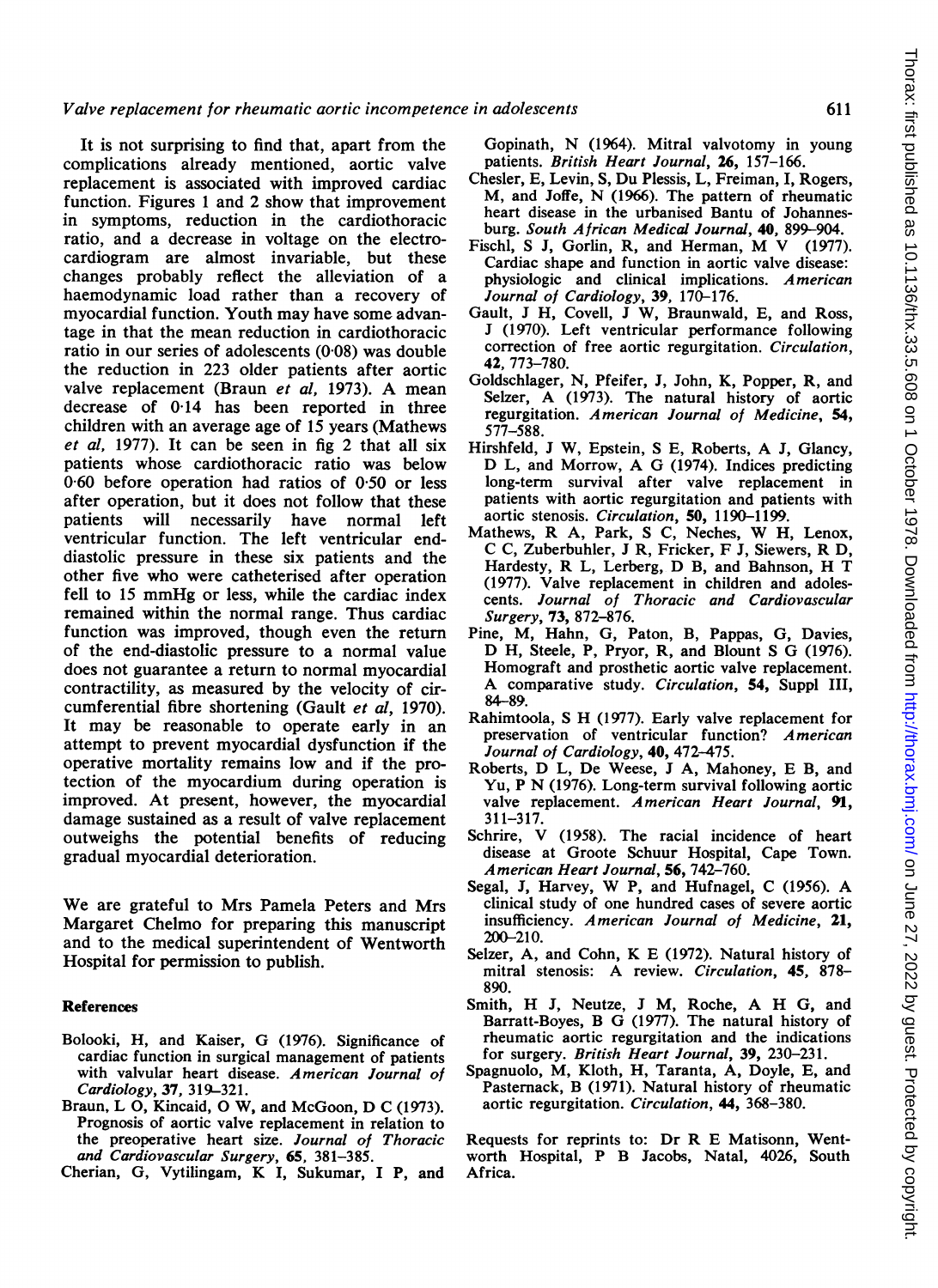It is not surprising to find that, apart from the complications already mentioned, aortic valve replacement is associated with improved cardiac function. Figures 1 and 2 show that improvement in symptoms, reduction in the cardiothoracic ratio, and a decrease in voltage on the electrocardiogram are almost invariable, but these changes probably reflect the alleviation of a haemodynamic load rather than a recovery of myocardial function. Youth may have some advantage in that the mean reduction in cardiothoracic ratio in our series of adolescents (0·08) was double the reduction in 223 older patients after aortic valve replacement (Braun *et al*, 1973). A mean decrease of 0·14 has been reported in three children with an average age of 15 years (Mathews *et al*, 1977). It can be seen in fig 2 that all six patients whose cardiothoracic ratio was below 0·60 before operation had ratios of 0·50 or less after operation, but it does not follow that these patients will necessarily have normal left ventricular function. The left ventricular end-diastolic pressure in these six patients and the other five who were catheterised after operation fell to 15 mmHg or less, while the cardiac index remained within the normal range. Thus cardiac function was improved, though even the return of the end-diastolic pressure to a normal value does not guarantee a return to normal myocardial contractility, as measured by the velocity of circumferential fibre shortening (Gault *et al*, 1970). It may be reasonable to operate early in an attempt to prevent myocardial dysfunction if the operative mortality remains low and if the protection of the myocardium during operation is improved. At present, however, the myocardial damage sustained as a result of valve replacement outweighs the potential benefits of reducing gradual myocardial deterioration.

We are grateful to Mrs Pamela Peters and Mrs Margaret Chelmo for preparing this manuscript and to the medical superintendent of Wentworth Hospital for permission to publish.

### References

Bolooki, H, and Kaiser, G (1976). Significance of cardiac function in surgical management of patients with valvular heart disease. *American Journal of Cardiology*, **37**, 319–321.

Braun, L O, Kincaid, O W, and McGoon, D C (1973). Prognosis of aortic valve replacement in relation to the preoperative heart size. *Journal of Thoracic and Cardiovascular Surgery*, **65**, 381–385.

Cherian, G, Vytilingam, K I, Sukumar, I P, and Gopinath, N (1964). Mitral valvotomy in young patients. *British Heart Journal*, **26**, 157–166.

Chesler, E, Levin, S, Du Plessis, L, Freiman, I, Rogers, M, and Joffe, N (1966). The pattern of rheumatic heart disease in the urbanised Bantu of Johannesburg. *South African Medical Journal*, **40**, 899–904.

Fischl, S J, Gorlin, R, and Herman, M V (1977). Cardiac shape and function in aortic valve disease: physiologic and clinical implications. *American Journal of Cardiology*, **39**, 170–176.

Gault, J H, Covell, J W, Braunwald, E, and Ross, J (1970). Left ventricular performance following correction of free aortic regurgitation. *Circulation*, **42**, 773–780.

Goldschlager, N, Pfeifer, J, John, K, Popper, R, and Selzer, A (1973). The natural history of aortic regurgitation. *American Journal of Medicine*, **54**, 577–588.

Hirshfeld, J W, Epstein, S E, Roberts, A J, Glancy, D L, and Morrow, A G (1974). Indices predicting long-term survival after valve replacement in patients with aortic regurgitation and patients with aortic stenosis. *Circulation*, **50**, 1190–1199.

Mathews, R A, Park, S C, Neches, W H, Lenox, C C, Zuberbuhler, J R, Fricker, F J, Siewers, R D, Hardesty, R L, Lerberg, D B, and Bahnson, H T (1977). Valve replacement in children and adolescents. *Journal of Thoracic and Cardiovascular Surgery*, **73**, 872–876.

Pine, M, Hahn, G, Paton, B, Pappas, G, Davies, D H, Steele, P, Pryor, R, and Blount S G (1976). Homograft and prosthetic aortic valve replacement. A comparative study. *Circulation*, **54**, Suppl III, 84–89.

Rahimtoola, S H (1977). Early valve replacement for preservation of ventricular function? *American Journal of Cardiology*, **40**, 472–475.

Roberts, D L, De Weese, J A, Mahoney, E B, and Yu, P N (1976). Long-term survival following aortic valve replacement. *American Heart Journal*, **91**, 311–317.

Schrire, V (1958). The racial incidence of heart disease at Groote Schuur Hospital, Cape Town. *American Heart Journal*, **56**, 742–760.

Segal, J, Harvey, W P, and Hufnagel, C (1956). A clinical study of one hundred cases of severe aortic insufficiency. *American Journal of Medicine*, **21**, 200–210.

Selzer, A, and Cohn, K E (1972). Natural history of mitral stenosis: A review. *Circulation*, **45**, 878–890.

Smith, H J, Neutze, J M, Roche, A H G, and Barratt-Boyes, B G (1977). The natural history of rheumatic aortic regurgitation and the indications for surgery. *British Heart Journal*, **39**, 230–231.

Spagnuolo, M, Kloth, H, Taranta, A, Doyle, E, and Pasternack, B (1971). Natural history of rheumatic aortic regurgitation. *Circulation*, **44**, 368–380.

Requests for reprints to: Dr R E Matisonn, Wentworth Hospital, P B Jacobs, Natal, 4026, South Africa.